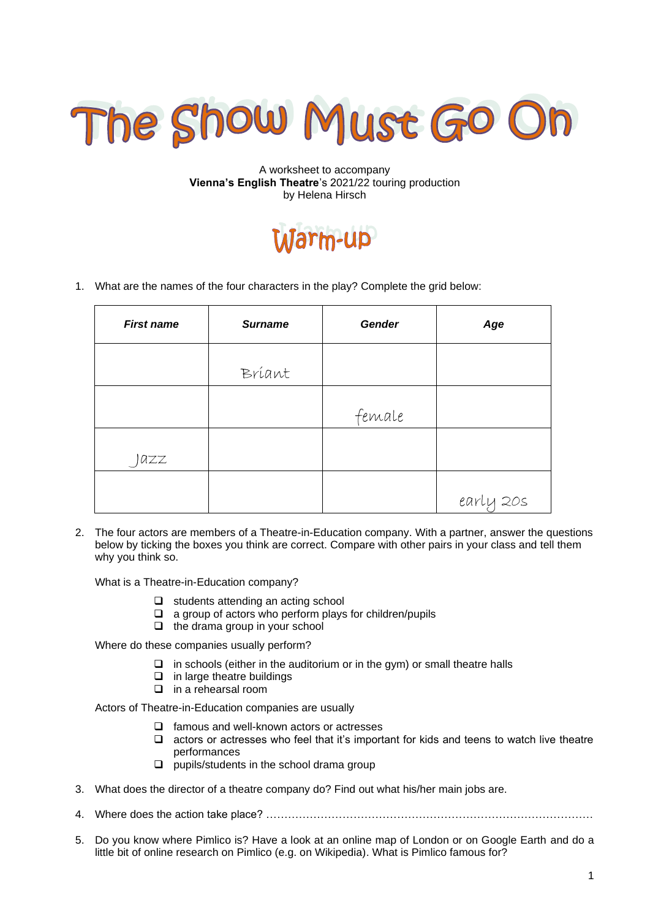# The Show Must Go On

A worksheet to accompany
**Vienna's English Theatre**'s 2021/22 touring production
by Helena Hirsch

## Warm-up

1. What are the names of the four characters in the play? Complete the grid below:

| *First name* | *Surname* | *Gender* | *Age* |
|---|---|---|---|
| | Briant | | |
| | | female | |
| Jazz | | | |
| | | | early 20s |

2. The four actors are members of a Theatre-in-Education company. With a partner, answer the questions below by ticking the boxes you think are correct. Compare with other pairs in your class and tell them why you think so.

   What is a Theatre-in-Education company?

   - ❑ students attending an acting school
   - ❑ a group of actors who perform plays for children/pupils
   - ❑ the drama group in your school

   Where do these companies usually perform?

   - ❑ in schools (either in the auditorium or in the gym) or small theatre halls
   - ❑ in large theatre buildings
   - ❑ in a rehearsal room

   Actors of Theatre-in-Education companies are usually

   - ❑ famous and well-known actors or actresses
   - ❑ actors or actresses who feel that it's important for kids and teens to watch live theatre performances
   - ❑ pupils/students in the school drama group

3. What does the director of a theatre company do? Find out what his/her main jobs are.

4. Where does the action take place? ………………………………………………………………………………

5. Do you know where Pimlico is? Have a look at an online map of London or on Google Earth and do a little bit of online research on Pimlico (e.g. on Wikipedia). What is Pimlico famous for?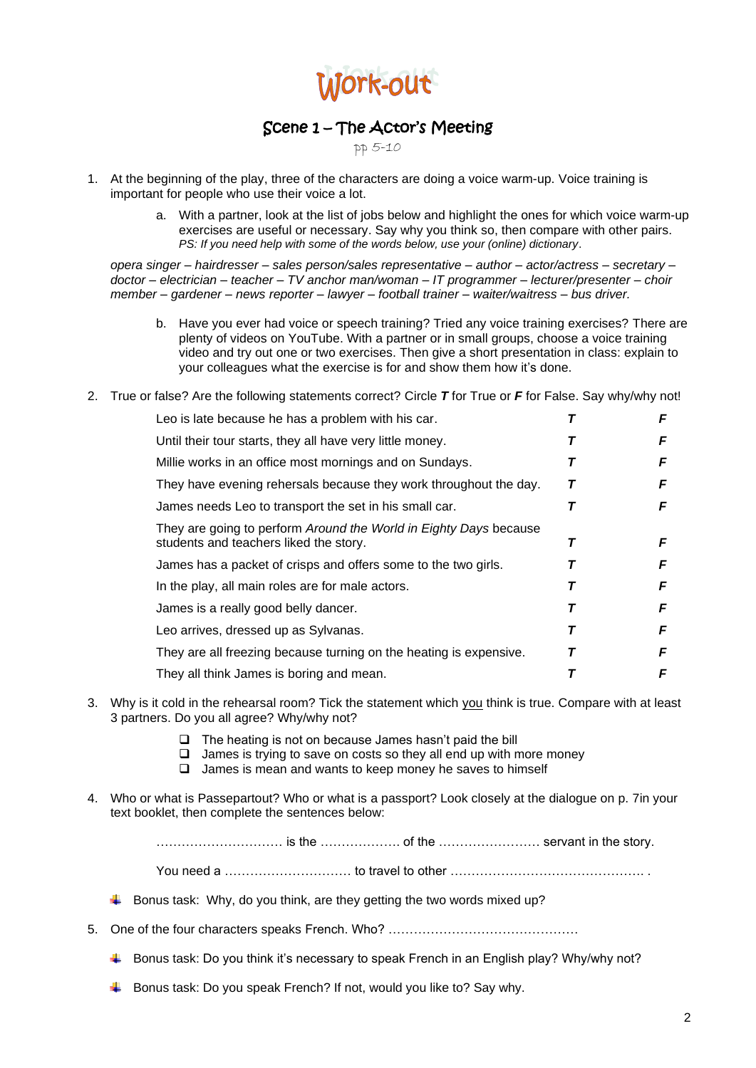# Work-out

## Scene 1 – The Actor's Meeting

pp 5-10

1. At the beginning of the play, three of the characters are doing a voice warm-up. Voice training is important for people who use their voice a lot.

   a. With a partner, look at the list of jobs below and highlight the ones for which voice warm-up exercises are useful or necessary. Say why you think so, then compare with other pairs.
   *PS: If you need help with some of the words below, use your (online) dictionary*.

   *opera singer – hairdresser – sales person/sales representative – author – actor/actress – secretary – doctor – electrician – teacher – TV anchor man/woman – IT programmer – lecturer/presenter – choir member – gardener – news reporter – lawyer – football trainer – waiter/waitress – bus driver.*

   b. Have you ever had voice or speech training? Tried any voice training exercises? There are plenty of videos on YouTube. With a partner or in small groups, choose a voice training video and try out one or two exercises. Then give a short presentation in class: explain to your colleagues what the exercise is for and show them how it's done.

2. True or false? Are the following statements correct? Circle ***T*** for True or ***F*** for False. Say why/why not!

| Statement | | |
|---|---|---|
| Leo is late because he has a problem with his car. | ***T*** | ***F*** |
| Until their tour starts, they all have very little money. | ***T*** | ***F*** |
| Millie works in an office most mornings and on Sundays. | ***T*** | ***F*** |
| They have evening rehearsals because they work throughout the day. | ***T*** | ***F*** |
| James needs Leo to transport the set in his small car. | ***T*** | ***F*** |
| They are going to perform *Around the World in Eighty Days* because students and teachers liked the story. | ***T*** | ***F*** |
| James has a packet of crisps and offers some to the two girls. | ***T*** | ***F*** |
| In the play, all main roles are for male actors. | ***T*** | ***F*** |
| James is a really good belly dancer. | ***T*** | ***F*** |
| Leo arrives, dressed up as Sylvanas. | ***T*** | ***F*** |
| They are all freezing because turning on the heating is expensive. | ***T*** | ***F*** |
| They all think James is boring and mean. | ***T*** | ***F*** |

3. Why is it cold in the rehearsal room? Tick the statement which you think is true. Compare with at least 3 partners. Do you all agree? Why/why not?

   - ❑ The heating is not on because James hasn't paid the bill
   - ❑ James is trying to save on costs so they all end up with more money
   - ❑ James is mean and wants to keep money he saves to himself

4. Who or what is Passepartout? Who or what is a passport? Look closely at the dialogue on p. 7in your text booklet, then complete the sentences below:

   ………………………… is the ………………. of the …………………… servant in the story.

   You need a ………………………… to travel to other ……………………………………… .

   - Bonus task: Why, do you think, are they getting the two words mixed up?

5. One of the four characters speaks French. Who? ………………………………………

   - Bonus task: Do you think it's necessary to speak French in an English play? Why/why not?
   - Bonus task: Do you speak French? If not, would you like to? Say why.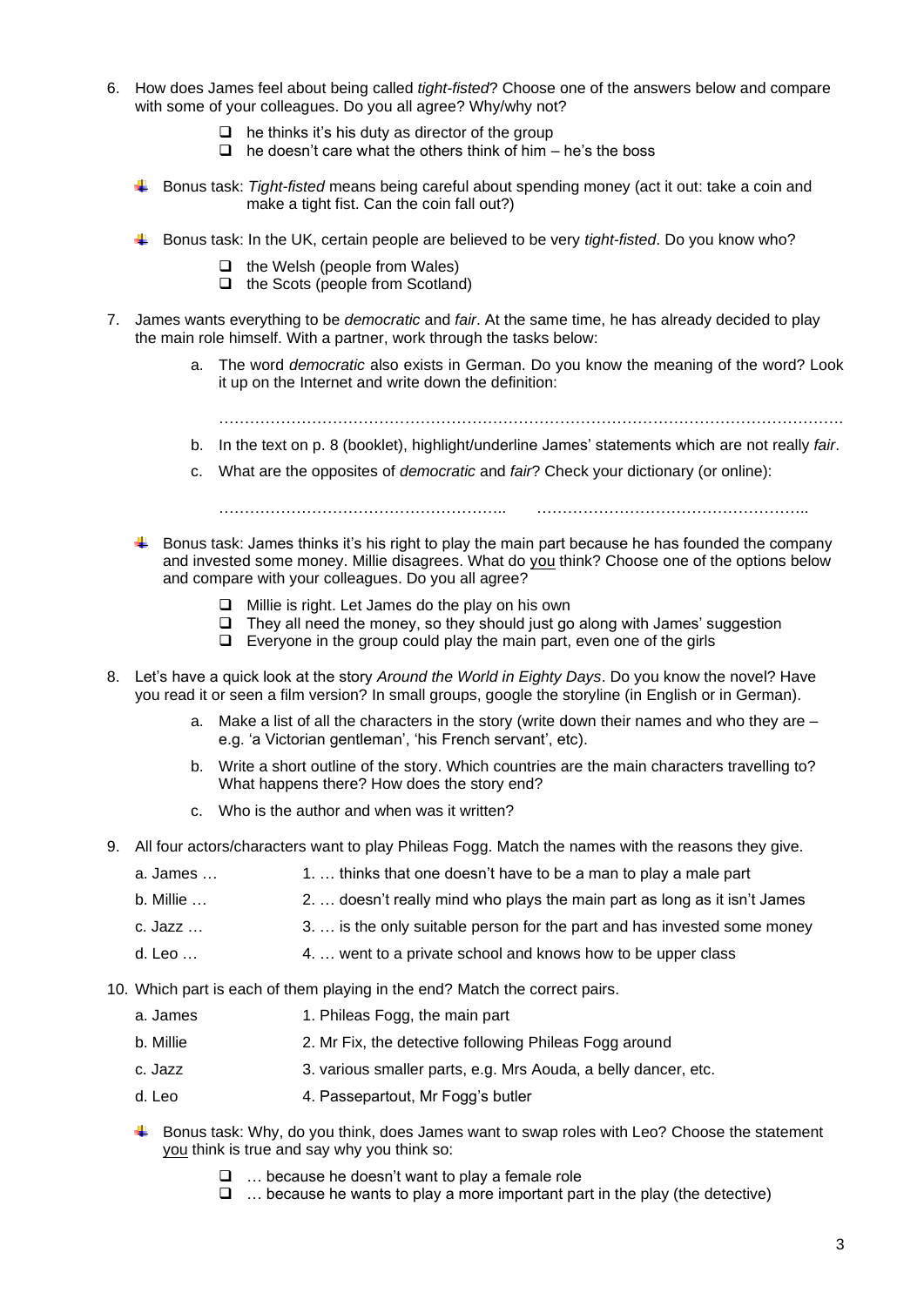6. How does James feel about being called *tight-fisted*? Choose one of the answers below and compare with some of your colleagues. Do you all agree? Why/why not?

   - ❑ he thinks it's his duty as director of the group
   - ❑ he doesn't care what the others think of him – he's the boss

   - Bonus task: *Tight-fisted* means being careful about spending money (act it out: take a coin and make a tight fist. Can the coin fall out?)

   - Bonus task: In the UK, certain people are believed to be very *tight-fisted*. Do you know who?

     - ❑ the Welsh (people from Wales)
     - ❑ the Scots (people from Scotland)

7. James wants everything to be *democratic* and *fair*. At the same time, he has already decided to play the main role himself. With a partner, work through the tasks below:

   a. The word *democratic* also exists in German. Do you know the meaning of the word? Look it up on the Internet and write down the definition:

      ……………………………………………………………………………………………………

   b. In the text on p. 8 (booklet), highlight/underline James' statements which are not really *fair*.

   c. What are the opposites of *democratic* and *fair*? Check your dictionary (or online):

      ……………………………………………… ………………………………………………

   - Bonus task: James thinks it's his right to play the main part because he has founded the company and invested some money. Millie disagrees. What do <u>you</u> think? Choose one of the options below and compare with your colleagues. Do you all agree?

     - ❑ Millie is right. Let James do the play on his own
     - ❑ They all need the money, so they should just go along with James' suggestion
     - ❑ Everyone in the group could play the main part, even one of the girls

8. Let's have a quick look at the story *Around the World in Eighty Days*. Do you know the novel? Have you read it or seen a film version? In small groups, google the storyline (in English or in German).

   a. Make a list of all the characters in the story (write down their names and who they are – e.g. 'a Victorian gentleman', 'his French servant', etc).

   b. Write a short outline of the story. Which countries are the main characters travelling to? What happens there? How does the story end?

   c. Who is the author and when was it written?

9. All four actors/characters want to play Phileas Fogg. Match the names with the reasons they give.

   | | |
   |---|---|
   | a. James … | 1. … thinks that one doesn't have to be a man to play a male part |
   | b. Millie … | 2. … doesn't really mind who plays the main part as long as it isn't James |
   | c. Jazz … | 3. … is the only suitable person for the part and has invested some money |
   | d. Leo … | 4. … went to a private school and knows how to be upper class |

10. Which part is each of them playing in the end? Match the correct pairs.

    | | |
    |---|---|
    | a. James | 1. Phileas Fogg, the main part |
    | b. Millie | 2. Mr Fix, the detective following Phileas Fogg around |
    | c. Jazz | 3. various smaller parts, e.g. Mrs Aouda, a belly dancer, etc. |
    | d. Leo | 4. Passepartout, Mr Fogg's butler |

    - Bonus task: Why, do you think, does James want to swap roles with Leo? Choose the statement <u>you</u> think is true and say why you think so:

      - ❑ … because he doesn't want to play a female role
      - ❑ … because he wants to play a more important part in the play (the detective)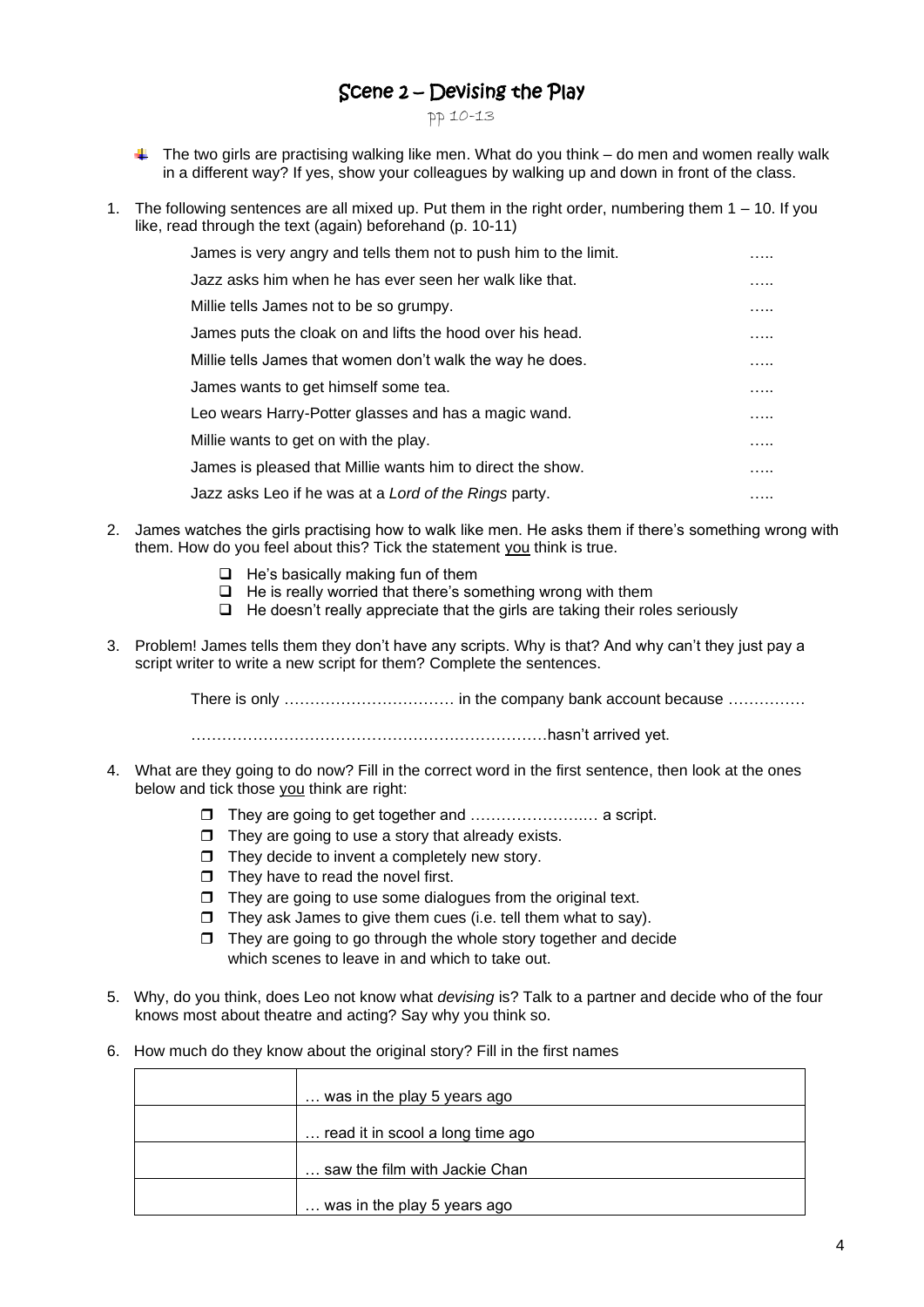# Scene 2 – Devising the Play

pp 10-13

- The two girls are practising walking like men. What do you think – do men and women really walk in a different way? If yes, show your colleagues by walking up and down in front of the class.

1. The following sentences are all mixed up. Put them in the right order, numbering them 1 – 10. If you like, read through the text (again) beforehand (p. 10-11)

| | |
|---|---|
| James is very angry and tells them not to push him to the limit. | ….. |
| Jazz asks him when he has ever seen her walk like that. | ….. |
| Millie tells James not to be so grumpy. | ….. |
| James puts the cloak on and lifts the hood over his head. | ….. |
| Millie tells James that women don't walk the way he does. | ….. |
| James wants to get himself some tea. | ….. |
| Leo wears Harry-Potter glasses and has a magic wand. | ….. |
| Millie wants to get on with the play. | ….. |
| James is pleased that Millie wants him to direct the show. | ….. |
| Jazz asks Leo if he was at a *Lord of the Rings* party. | ….. |

2. James watches the girls practising how to walk like men. He asks them if there's something wrong with them. How do you feel about this? Tick the statement you think is true.

   - ❑ He's basically making fun of them
   - ❑ He is really worried that there's something wrong with them
   - ❑ He doesn't really appreciate that the girls are taking their roles seriously

3. Problem! James tells them they don't have any scripts. Why is that? And why can't they just pay a script writer to write a new script for them? Complete the sentences.

   There is only …………………………… in the company bank account because ……………

   ……………………………………………………………hasn't arrived yet.

4. What are they going to do now? Fill in the correct word in the first sentence, then look at the ones below and tick those you think are right:

   - ❑ They are going to get together and …………………… a script.
   - ❑ They are going to use a story that already exists.
   - ❑ They decide to invent a completely new story.
   - ❑ They have to read the novel first.
   - ❑ They are going to use some dialogues from the original text.
   - ❑ They ask James to give them cues (i.e. tell them what to say).
   - ❑ They are going to go through the whole story together and decide which scenes to leave in and which to take out.

5. Why, do you think, does Leo not know what *devising* is? Talk to a partner and decide who of the four knows most about theatre and acting? Say why you think so.

6. How much do they know about the original story? Fill in the first names

| | |
|---|---|
| | … was in the play 5 years ago |
| | … read it in scool a long time ago |
| | … saw the film with Jackie Chan |
| | … was in the play 5 years ago |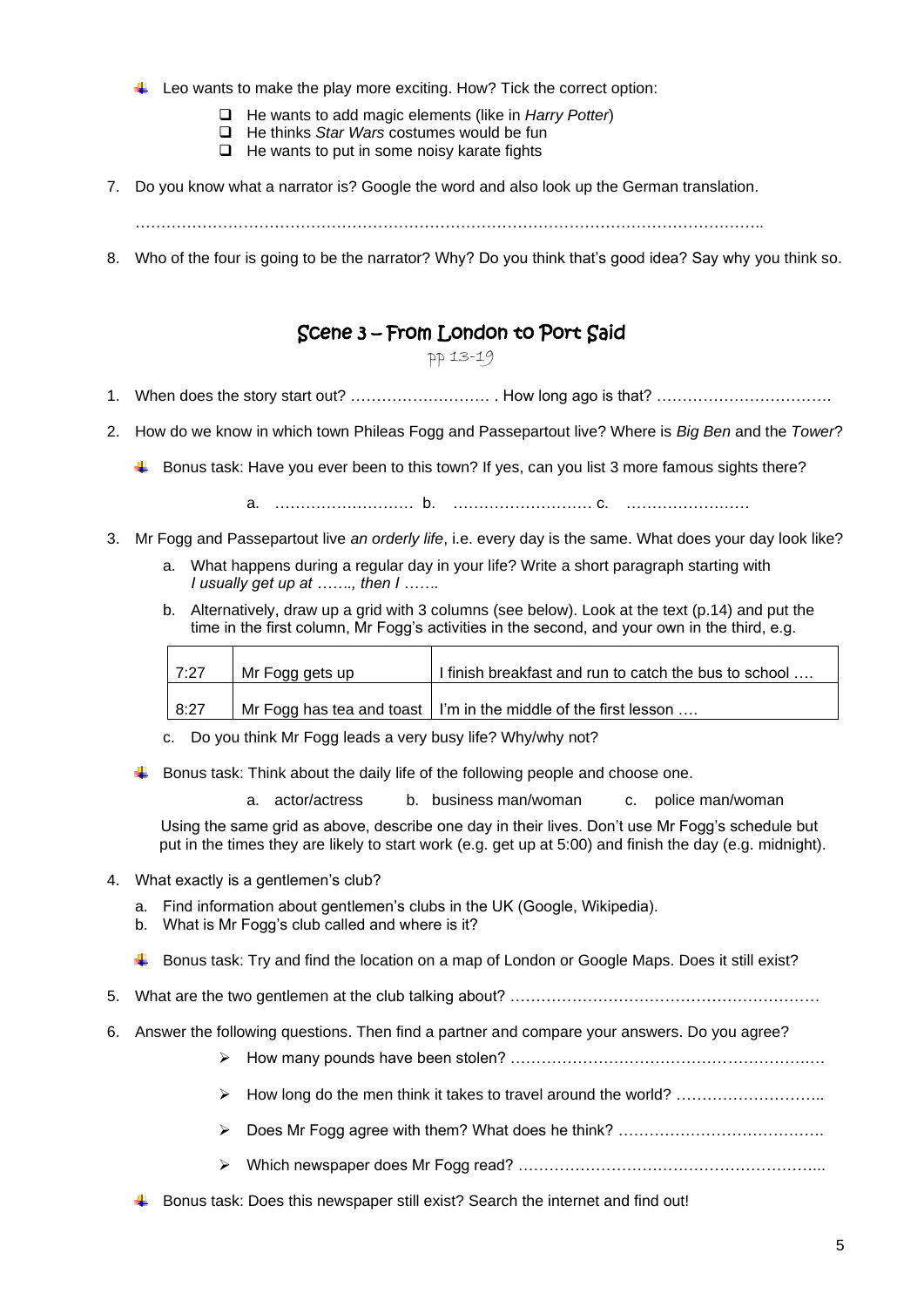- Leo wants to make the play more exciting. How? Tick the correct option:
  - ☐ He wants to add magic elements (like in *Harry Potter*)
  - ☐ He thinks *Star Wars* costumes would be fun
  - ☐ He wants to put in some noisy karate fights

7. Do you know what a narrator is? Google the word and also look up the German translation.

   ………………………………………………………………………………………………………..

8. Who of the four is going to be the narrator? Why? Do you think that's good idea? Say why you think so.

## Scene 3 – From London to Port Said

pp 13-19

1. When does the story start out? ……………………… . How long ago is that? …………………………….

2. How do we know in which town Phileas Fogg and Passepartout live? Where is *Big Ben* and the *Tower*?

   - Bonus task: Have you ever been to this town? If yes, can you list 3 more famous sights there?

     a. ……………………… b. ……………………… c. ……………………

3. Mr Fogg and Passepartout live *an orderly life*, i.e. every day is the same. What does your day look like?

   a. What happens during a regular day in your life? Write a short paragraph starting with *I usually get up at ……., then I …….*

   b. Alternatively, draw up a grid with 3 columns (see below). Look at the text (p.14) and put the time in the first column, Mr Fogg's activities in the second, and your own in the third, e.g.

| 7:27 | Mr Fogg gets up | I finish breakfast and run to catch the bus to school …. |
|---|---|---|
| 8:27 | Mr Fogg has tea and toast | I'm in the middle of the first lesson …. |

   c. Do you think Mr Fogg leads a very busy life? Why/why not?

   - Bonus task: Think about the daily life of the following people and choose one.

     a. actor/actress b. business man/woman c. police man/woman

     Using the same grid as above, describe one day in their lives. Don't use Mr Fogg's schedule but put in the times they are likely to start work (e.g. get up at 5:00) and finish the day (e.g. midnight).

4. What exactly is a gentlemen's club?

   a. Find information about gentlemen's clubs in the UK (Google, Wikipedia).
   b. What is Mr Fogg's club called and where is it?

   - Bonus task: Try and find the location on a map of London or Google Maps. Does it still exist?

5. What are the two gentlemen at the club talking about? ……………………………………………………

6. Answer the following questions. Then find a partner and compare your answers. Do you agree?
   - How many pounds have been stolen? ……………………………………………………
   - How long do the men think it takes to travel around the world? ………………………..
   - Does Mr Fogg agree with them? What does he think? ………………………………….
   - Which newspaper does Mr Fogg read? …………………………………………………...

   - Bonus task: Does this newspaper still exist? Search the internet and find out!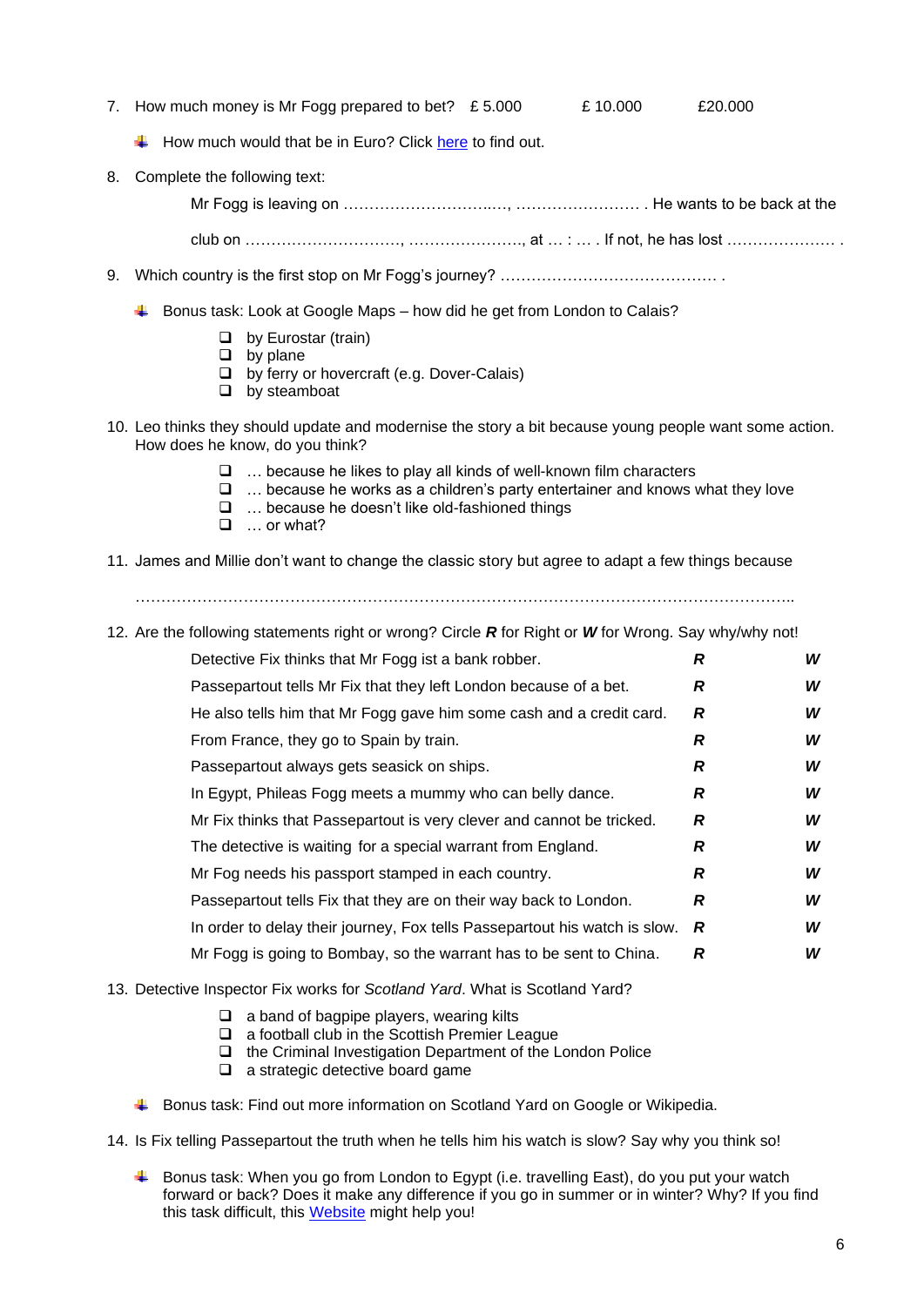7. How much money is Mr Fogg prepared to bet?   £ 5.000   £ 10.000   £20.000

   - How much would that be in Euro? Click [here]() to find out.

8. Complete the following text:

   Mr Fogg is leaving on ………………………..…, …………………… . He wants to be back at the

   club on ………………………., …………………., at … : … . If not, he has lost ………………… .

9. Which country is the first stop on Mr Fogg's journey? …………………………………… .

   - Bonus task: Look at Google Maps – how did he get from London to Calais?

     - ❑ by Eurostar (train)
     - ❑ by plane
     - ❑ by ferry or hovercraft (e.g. Dover-Calais)
     - ❑ by steamboat

10. Leo thinks they should update and modernise the story a bit because young people want some action. How does he know, do you think?

    - ❑ … because he likes to play all kinds of well-known film characters
    - ❑ … because he works as a children's party entertainer and knows what they love
    - ❑ … because he doesn't like old-fashioned things
    - ❑ … or what?

11. James and Millie don't want to change the classic story but agree to adapt a few things because

    ………………………………………………………………………………………………………..

12. Are the following statements right or wrong? Circle ***R*** for Right or ***W*** for Wrong. Say why/why not!

| Statement | | |
|---|---|---|
| Detective Fix thinks that Mr Fogg ist a bank robber. | ***R*** | ***W*** |
| Passepartout tells Mr Fix that they left London because of a bet. | ***R*** | ***W*** |
| He also tells him that Mr Fogg gave him some cash and a credit card. | ***R*** | ***W*** |
| From France, they go to Spain by train. | ***R*** | ***W*** |
| Passepartout always gets seasick on ships. | ***R*** | ***W*** |
| In Egypt, Phileas Fogg meets a mummy who can belly dance. | ***R*** | ***W*** |
| Mr Fix thinks that Passepartout is very clever and cannot be tricked. | ***R*** | ***W*** |
| The detective is waiting for a special warrant from England. | ***R*** | ***W*** |
| Mr Fog needs his passport stamped in each country. | ***R*** | ***W*** |
| Passepartout tells Fix that they are on their way back to London. | ***R*** | ***W*** |
| In order to delay their journey, Fox tells Passepartout his watch is slow. | ***R*** | ***W*** |
| Mr Fogg is going to Bombay, so the warrant has to be sent to China. | ***R*** | ***W*** |

13. Detective Inspector Fix works for *Scotland Yard*. What is Scotland Yard?

    - ❑ a band of bagpipe players, wearing kilts
    - ❑ a football club in the Scottish Premier League
    - ❑ the Criminal Investigation Department of the London Police
    - ❑ a strategic detective board game

    - Bonus task: Find out more information on Scotland Yard on Google or Wikipedia.

14. Is Fix telling Passepartout the truth when he tells him his watch is slow? Say why you think so!

    - Bonus task: When you go from London to Egypt (i.e. travelling East), do you put your watch forward or back? Does it make any difference if you go in summer or in winter? Why? If you find this task difficult, this [Website]() might help you!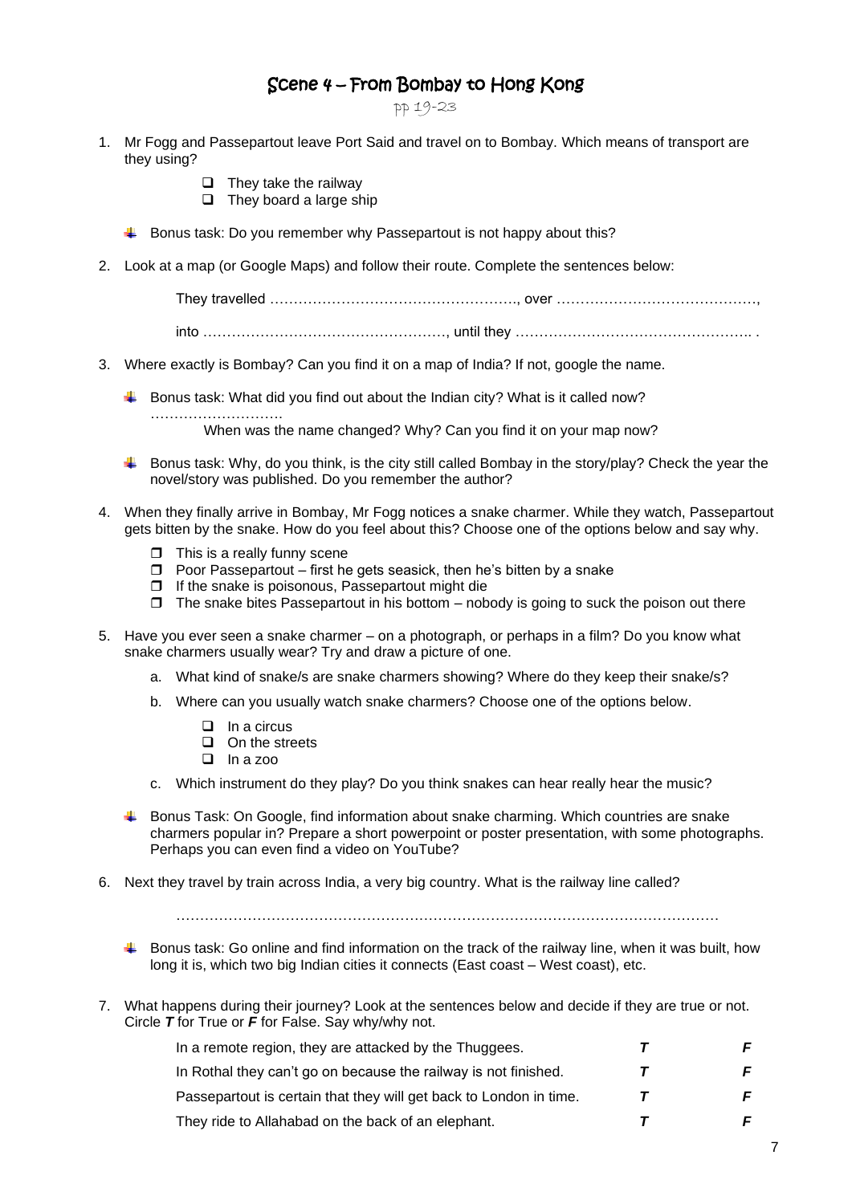# Scene 4 – From Bombay to Hong Kong

pp 19-23

1. Mr Fogg and Passepartout leave Port Said and travel on to Bombay. Which means of transport are they using?

   - ❑ They take the railway
   - ❑ They board a large ship

   - Bonus task: Do you remember why Passepartout is not happy about this?

2. Look at a map (or Google Maps) and follow their route. Complete the sentences below:

   They travelled ……………………………………………., over ……………………………………,

   into ……………………………………………, until they ………………………………………….. .

3. Where exactly is Bombay? Can you find it on a map of India? If not, google the name.

   - Bonus task: What did you find out about the Indian city? What is it called now? ……………………….
     When was the name changed? Why? Can you find it on your map now?

   - Bonus task: Why, do you think, is the city still called Bombay in the story/play? Check the year the novel/story was published. Do you remember the author?

4. When they finally arrive in Bombay, Mr Fogg notices a snake charmer. While they watch, Passepartout gets bitten by the snake. How do you feel about this? Choose one of the options below and say why.

   - ❑ This is a really funny scene
   - ❑ Poor Passepartout – first he gets seasick, then he's bitten by a snake
   - ❑ If the snake is poisonous, Passepartout might die
   - ❑ The snake bites Passepartout in his bottom – nobody is going to suck the poison out there

5. Have you ever seen a snake charmer – on a photograph, or perhaps in a film? Do you know what snake charmers usually wear? Try and draw a picture of one.

   a. What kind of snake/s are snake charmers showing? Where do they keep their snake/s?

   b. Where can you usually watch snake charmers? Choose one of the options below.

      - ❑ In a circus
      - ❑ On the streets
      - ❑ In a zoo

   c. Which instrument do they play? Do you think snakes can hear really hear the music?

   - Bonus Task: On Google, find information about snake charming. Which countries are snake charmers popular in? Prepare a short powerpoint or poster presentation, with some photographs. Perhaps you can even find a video on YouTube?

6. Next they travel by train across India, a very big country. What is the railway line called?

   ……………………………………………………………………………………………………

   - Bonus task: Go online and find information on the track of the railway line, when it was built, how long it is, which two big Indian cities it connects (East coast – West coast), etc.

7. What happens during their journey? Look at the sentences below and decide if they are true or not. Circle ***T*** for True or ***F*** for False. Say why/why not.

| | | |
|---|---|---|
| In a remote region, they are attacked by the Thuggees. | ***T*** | ***F*** |
| In Rothal they can't go on because the railway is not finished. | ***T*** | ***F*** |
| Passepartout is certain that they will get back to London in time. | ***T*** | ***F*** |
| They ride to Allahabad on the back of an elephant. | ***T*** | ***F*** |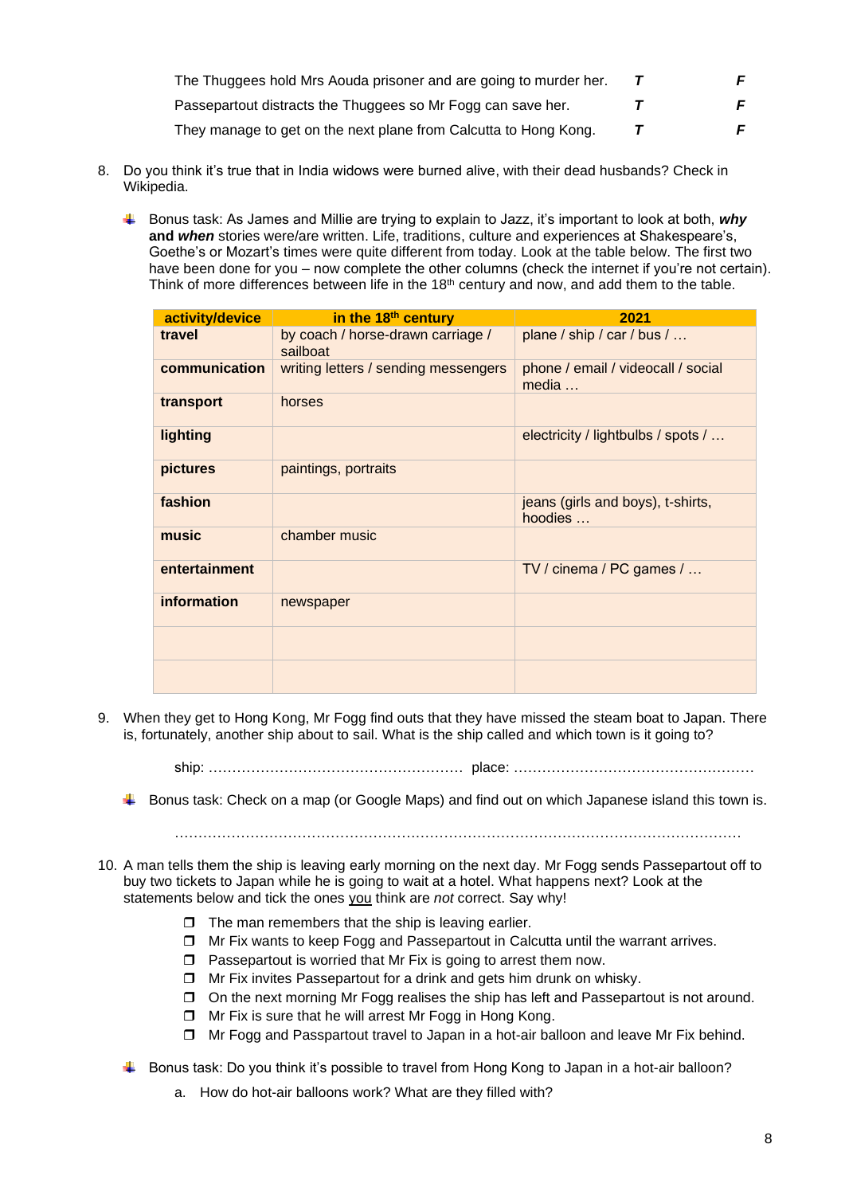| | | |
|---|---|---|
| The Thuggees hold Mrs Aouda prisoner and are going to murder her. | ***T*** | ***F*** |
| Passepartout distracts the Thuggees so Mr Fogg can save her. | ***T*** | ***F*** |
| They manage to get on the next plane from Calcutta to Hong Kong. | ***T*** | ***F*** |

8. Do you think it's true that in India widows were burned alive, with their dead husbands? Check in Wikipedia.

   - Bonus task: As James and Millie are trying to explain to Jazz, it's important to look at both, ***why*** **and *when*** stories were/are written. Life, traditions, culture and experiences at Shakespeare's, Goethe's or Mozart's times were quite different from today. Look at the table below. The first two have been done for you – now complete the other columns (check the internet if you're not certain). Think of more differences between life in the 18th century and now, and add them to the table.

| activity/device | in the 18th century | 2021 |
|---|---|---|
| **travel** | by coach / horse-drawn carriage / sailboat | plane / ship / car / bus / … |
| **communication** | writing letters / sending messengers | phone / email / videocall / social media … |
| **transport** | horses | |
| **lighting** | | electricity / lightbulbs / spots / … |
| **pictures** | paintings, portraits | |
| **fashion** | | jeans (girls and boys), t-shirts, hoodies … |
| **music** | chamber music | |
| **entertainment** | | TV / cinema / PC games / … |
| **information** | newspaper | |
| | | |
| | | |

9. When they get to Hong Kong, Mr Fogg find outs that they have missed the steam boat to Japan. There is, fortunately, another ship about to sail. What is the ship called and which town is it going to?

   ship: ……………………………………………… place: ……………………………………………

   - Bonus task: Check on a map (or Google Maps) and find out on which Japanese island this town is.

   ……………………………………………………………………………………………………………

10. A man tells them the ship is leaving early morning on the next day. Mr Fogg sends Passepartout off to buy two tickets to Japan while he is going to wait at a hotel. What happens next? Look at the statements below and tick the ones you think are *not* correct. Say why!

    - ❒ The man remembers that the ship is leaving earlier.
    - ❒ Mr Fix wants to keep Fogg and Passepartout in Calcutta until the warrant arrives.
    - ❒ Passepartout is worried that Mr Fix is going to arrest them now.
    - ❒ Mr Fix invites Passepartout for a drink and gets him drunk on whisky.
    - ❒ On the next morning Mr Fogg realises the ship has left and Passepartout is not around.
    - ❒ Mr Fix is sure that he will arrest Mr Fogg in Hong Kong.
    - ❒ Mr Fogg and Passpartout travel to Japan in a hot-air balloon and leave Mr Fix behind.

    - Bonus task: Do you think it's possible to travel from Hong Kong to Japan in a hot-air balloon?

      a. How do hot-air balloons work? What are they filled with?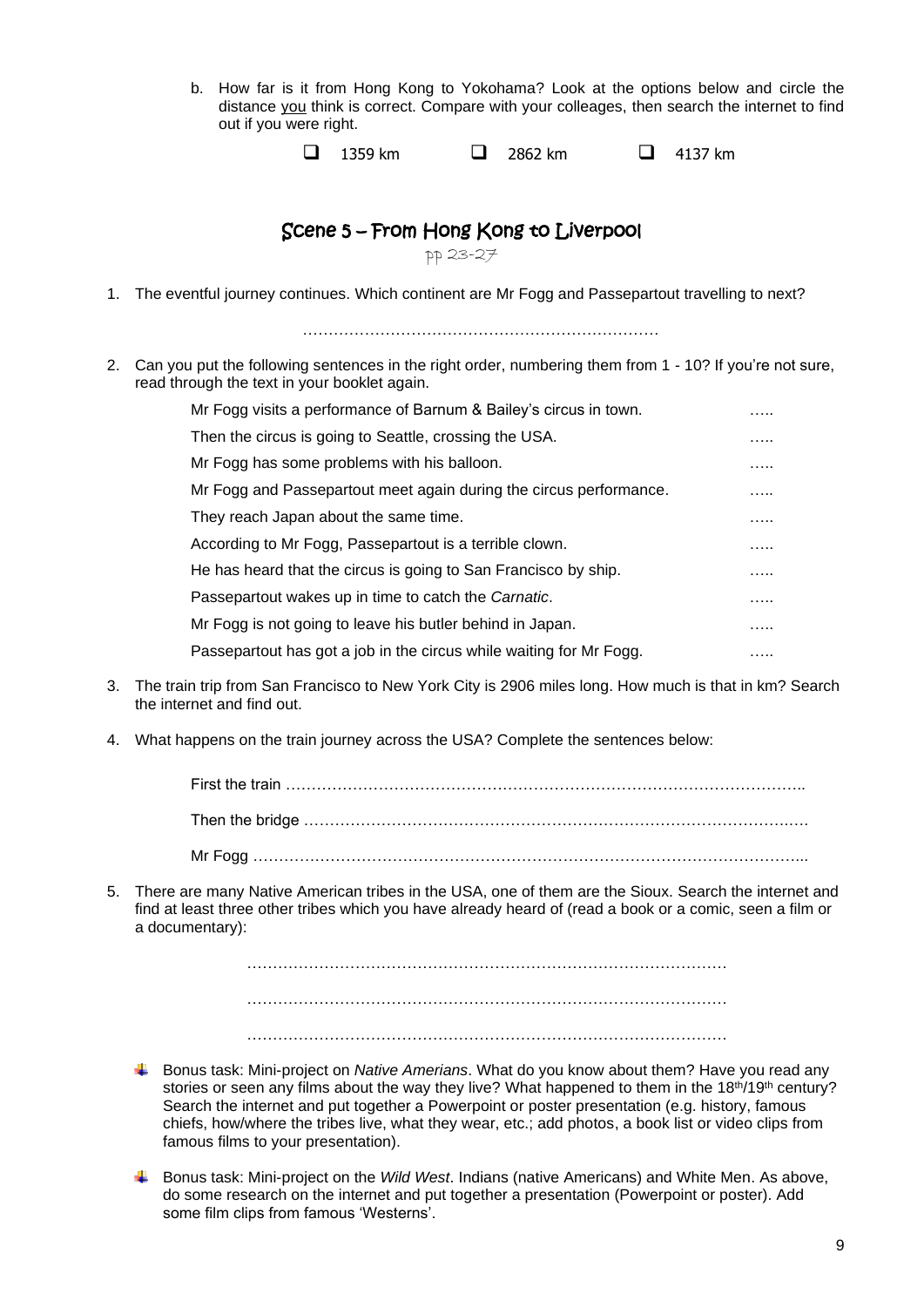b. How far is it from Hong Kong to Yokohama? Look at the options below and circle the distance you think is correct. Compare with your colleagues, then search the internet to find out if you were right.

- ❑ 1359 km
- ❑ 2862 km
- ❑ 4137 km

## Scene 5 – From Hong Kong to Liverpool

pp 23-27

1. The eventful journey continues. Which continent are Mr Fogg and Passepartout travelling to next?

   ……………………………………………………………

2. Can you put the following sentences in the right order, numbering them from 1 - 10? If you're not sure, read through the text in your booklet again.

| | |
|---|---|
| Mr Fogg visits a performance of Barnum & Bailey's circus in town. | ….. |
| Then the circus is going to Seattle, crossing the USA. | ….. |
| Mr Fogg has some problems with his balloon. | ….. |
| Mr Fogg and Passepartout meet again during the circus performance. | ….. |
| They reach Japan about the same time. | ….. |
| According to Mr Fogg, Passepartout is a terrible clown. | ….. |
| He has heard that the circus is going to San Francisco by ship. | ….. |
| Passepartout wakes up in time to catch the *Carnatic*. | ….. |
| Mr Fogg is not going to leave his butler behind in Japan. | ….. |
| Passepartout has got a job in the circus while waiting for Mr Fogg. | ….. |

3. The train trip from San Francisco to New York City is 2906 miles long. How much is that in km? Search the internet and find out.

4. What happens on the train journey across the USA? Complete the sentences below:

   First the train ……………………………………………………………………………………..

   Then the bridge ……………………………………………………………………………….….

   Mr Fogg ……………………………………………………………………………………………...

5. There are many Native American tribes in the USA, one of them are the Sioux. Search the internet and find at least three other tribes which you have already heard of (read a book or a comic, seen a film or a documentary):

   ……………………………………………………………………………………

   ……………………………………………………………………………………

   ……………………………………………………………………………………

- Bonus task: Mini-project on *Native Amerians*. What do you know about them? Have you read any stories or seen any films about the way they live? What happened to them in the 18th/19th century? Search the internet and put together a Powerpoint or poster presentation (e.g. history, famous chiefs, how/where the tribes live, what they wear, etc.; add photos, a book list or video clips from famous films to your presentation).

- Bonus task: Mini-project on the *Wild West*. Indians (native Americans) and White Men. As above, do some research on the internet and put together a presentation (Powerpoint or poster). Add some film clips from famous 'Westerns'.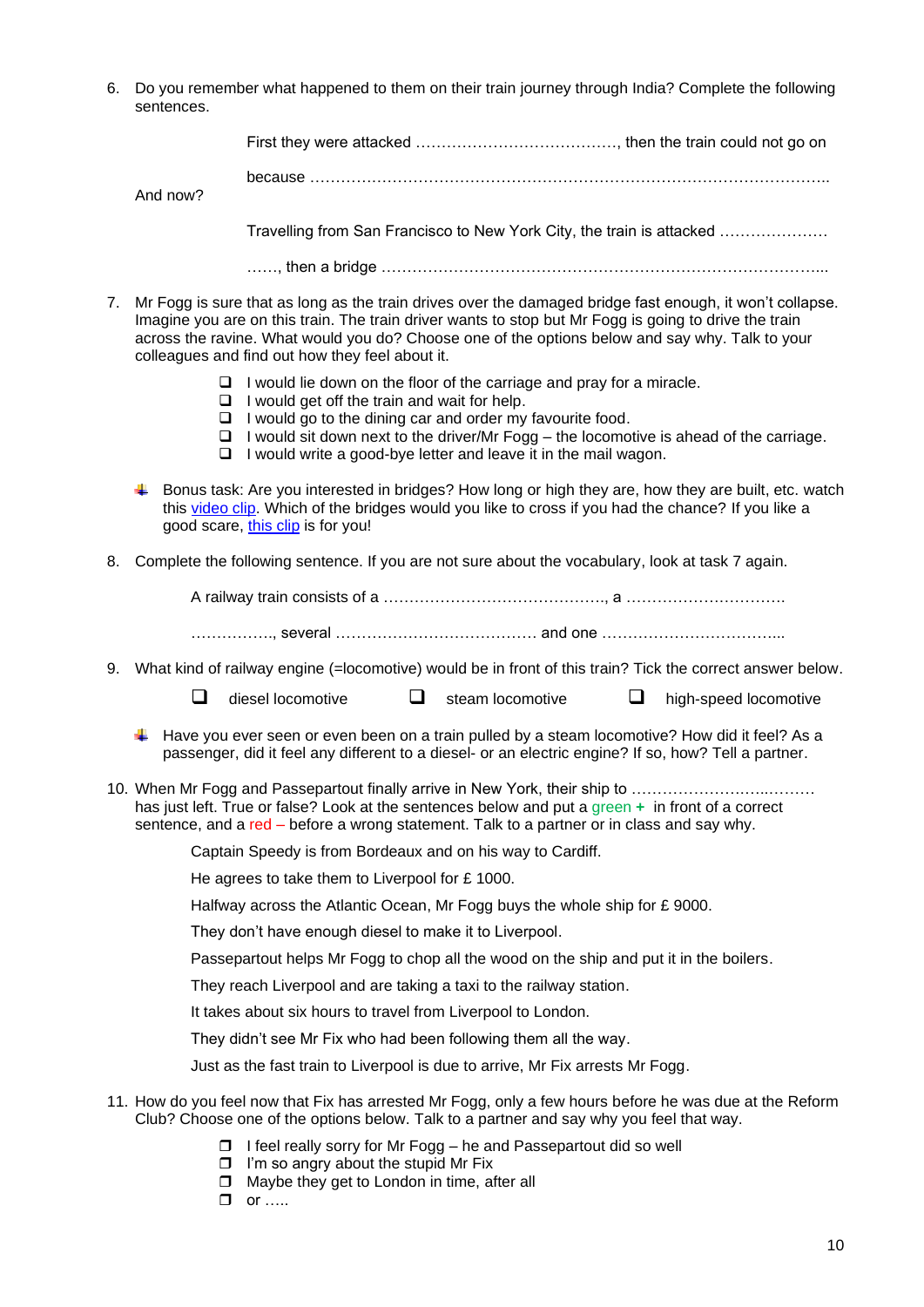6. Do you remember what happened to them on their train journey through India? Complete the following sentences.

   First they were attacked …………………………………, then the train could not go on

   because ………………………………………………………………………………………..

   And now?

   Travelling from San Francisco to New York City, the train is attacked …………………

   ……, then a bridge ……………………………………………………………………...

7. Mr Fogg is sure that as long as the train drives over the damaged bridge fast enough, it won't collapse. Imagine you are on this train. The train driver wants to stop but Mr Fogg is going to drive the train across the ravine. What would you do? Choose one of the options below and say why. Talk to your colleagues and find out how they feel about it.

   - ❑ I would lie down on the floor of the carriage and pray for a miracle.
   - ❑ I would get off the train and wait for help.
   - ❑ I would go to the dining car and order my favourite food.
   - ❑ I would sit down next to the driver/Mr Fogg – the locomotive is ahead of the carriage.
   - ❑ I would write a good-bye letter and leave it in the mail wagon.

   - Bonus task: Are you interested in bridges? How long or high they are, how they are built, etc. watch this video clip. Which of the bridges would you like to cross if you had the chance? If you like a good scare, this clip is for you!

8. Complete the following sentence. If you are not sure about the vocabulary, look at task 7 again.

   A railway train consists of a ……………………………………., a ………………………….

   ……………., several ………………………………… and one ……………………………...

9. What kind of railway engine (=locomotive) would be in front of this train? Tick the correct answer below.

   ❑ diesel locomotive ❑ steam locomotive ❑ high-speed locomotive

   - Have you ever seen or even been on a train pulled by a steam locomotive? How did it feel? As a passenger, did it feel any different to a diesel- or an electric engine? If so, how? Tell a partner.

10. When Mr Fogg and Passepartout finally arrive in New York, their ship to …………………..……… has just left. True or false? Look at the sentences below and put a green **+** in front of a correct sentence, and a red – before a wrong statement. Talk to a partner or in class and say why.

    Captain Speedy is from Bordeaux and on his way to Cardiff.

    He agrees to take them to Liverpool for £ 1000.

    Halfway across the Atlantic Ocean, Mr Fogg buys the whole ship for £ 9000.

    They don't have enough diesel to make it to Liverpool.

    Passepartout helps Mr Fogg to chop all the wood on the ship and put it in the boilers.

    They reach Liverpool and are taking a taxi to the railway station.

    It takes about six hours to travel from Liverpool to London.

    They didn't see Mr Fix who had been following them all the way.

    Just as the fast train to Liverpool is due to arrive, Mr Fix arrests Mr Fogg.

11. How do you feel now that Fix has arrested Mr Fogg, only a few hours before he was due at the Reform Club? Choose one of the options below. Talk to a partner and say why you feel that way.

    - ❑ I feel really sorry for Mr Fogg – he and Passepartout did so well
    - ❑ I'm so angry about the stupid Mr Fix
    - ❑ Maybe they get to London in time, after all
    - ❑ or …..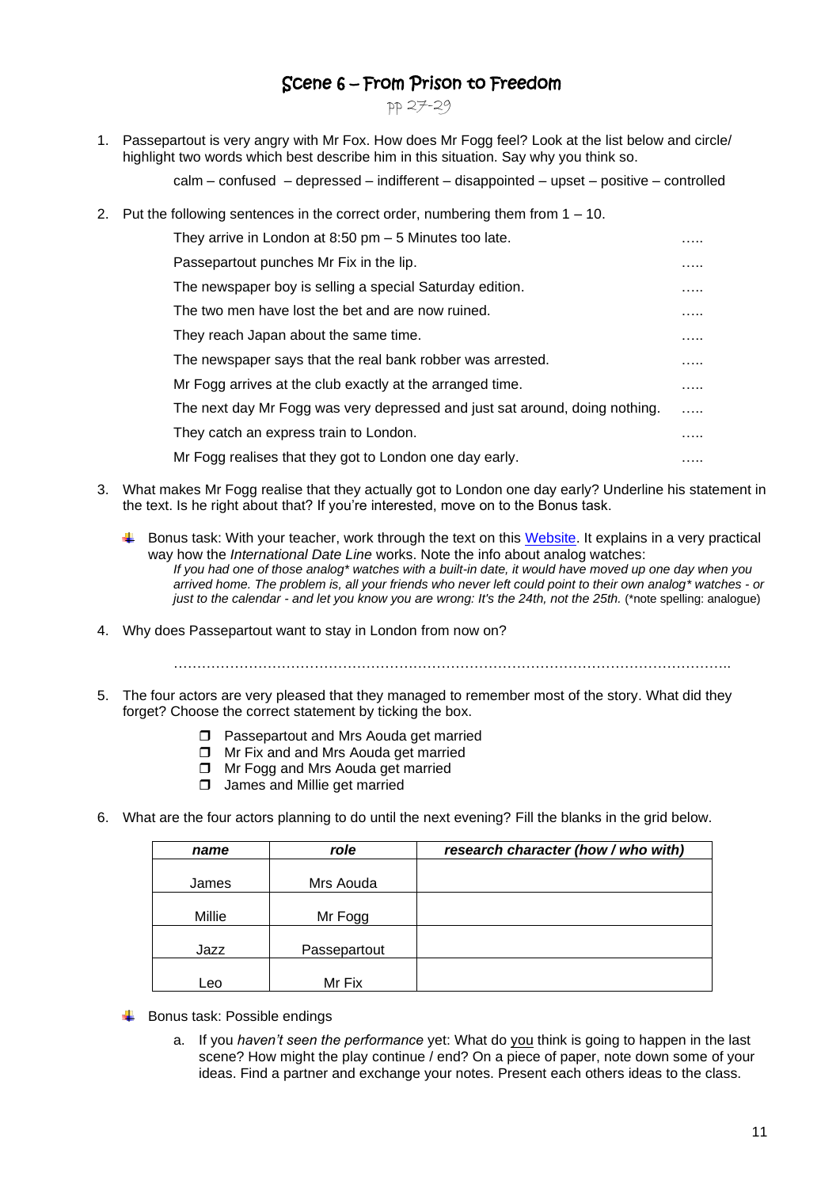# Scene 6 – From Prison to Freedom

pp 27-29

1. Passepartout is very angry with Mr Fox. How does Mr Fogg feel? Look at the list below and circle/ highlight two words which best describe him in this situation. Say why you think so.

   calm – confused – depressed – indifferent – disappointed – upset – positive – controlled

2. Put the following sentences in the correct order, numbering them from 1 – 10.

| | |
|---|---|
| They arrive in London at 8:50 pm – 5 Minutes too late. | ….. |
| Passepartout punches Mr Fix in the lip. | ….. |
| The newspaper boy is selling a special Saturday edition. | ….. |
| The two men have lost the bet and are now ruined. | ….. |
| They reach Japan about the same time. | ….. |
| The newspaper says that the real bank robber was arrested. | ….. |
| Mr Fogg arrives at the club exactly at the arranged time. | ….. |
| The next day Mr Fogg was very depressed and just sat around, doing nothing. | ….. |
| They catch an express train to London. | ….. |
| Mr Fogg realises that they got to London one day early. | ….. |

3. What makes Mr Fogg realise that they actually got to London one day early? Underline his statement in the text. Is he right about that? If you're interested, move on to the Bonus task.

   - Bonus task: With your teacher, work through the text on this Website. It explains in a very practical way how the *International Date Line* works. Note the info about analog watches:
     *If you had one of those analog\* watches with a built-in date, it would have moved up one day when you arrived home. The problem is, all your friends who never left could point to their own analog\* watches - or just to the calendar - and let you know you are wrong: It's the 24th, not the 25th.* (\*note spelling: analogue)

4. Why does Passepartout want to stay in London from now on?

   ……………………………………………………………………………………………………..

5. The four actors are very pleased that they managed to remember most of the story. What did they forget? Choose the correct statement by ticking the box.

   - ❒ Passepartout and Mrs Aouda get married
   - ❒ Mr Fix and and Mrs Aouda get married
   - ❒ Mr Fogg and Mrs Aouda get married
   - ❒ James and Millie get married

6. What are the four actors planning to do until the next evening? Fill the blanks in the grid below.

| *name* | *role* | *research character (how / who with)* |
|---|---|---|
| James | Mrs Aouda | |
| Millie | Mr Fogg | |
| Jazz | Passepartout | |
| Leo | Mr Fix | |

- Bonus task: Possible endings

  a. If you *haven't seen the performance* yet: What do you think is going to happen in the last scene? How might the play continue / end? On a piece of paper, note down some of your ideas. Find a partner and exchange your notes. Present each others ideas to the class.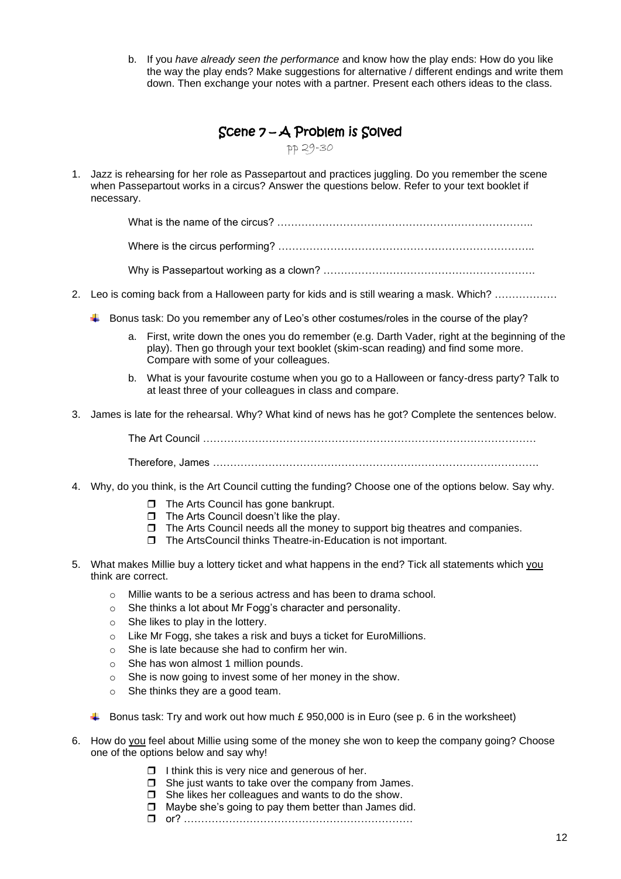b. If you *have already seen the performance* and know how the play ends: How do you like the way the play ends? Make suggestions for alternative / different endings and write them down. Then exchange your notes with a partner. Present each others ideas to the class.

## Scene 7 – A Problem is Solved

pp 29-30

1. Jazz is rehearsing for her role as Passepartout and practices juggling. Do you remember the scene when Passepartout works in a circus? Answer the questions below. Refer to your text booklet if necessary.

   What is the name of the circus? ……………………………………………………………..

   Where is the circus performing? ……………………………………………………………..

   Why is Passepartout working as a clown? …………………………………………………….

2. Leo is coming back from a Halloween party for kids and is still wearing a mask. Which? ………………

   - Bonus task: Do you remember any of Leo's other costumes/roles in the course of the play?

     a. First, write down the ones you do remember (e.g. Darth Vader, right at the beginning of the play). Then go through your text booklet (skim-scan reading) and find some more. Compare with some of your colleagues.

     b. What is your favourite costume when you go to a Halloween or fancy-dress party? Talk to at least three of your colleagues in class and compare.

3. James is late for the rehearsal. Why? What kind of news has he got? Complete the sentences below.

   The Art Council ……………………………………………………………………………………

   Therefore, James ………………………………………………………………………………….

4. Why, do you think, is the Art Council cutting the funding? Choose one of the options below. Say why.

   - ☐ The Arts Council has gone bankrupt.
   - ☐ The Arts Council doesn't like the play.
   - ☐ The Arts Council needs all the money to support big theatres and companies.
   - ☐ The ArtsCouncil thinks Theatre-in-Education is not important.

5. What makes Millie buy a lottery ticket and what happens in the end? Tick all statements which <u>you</u> think are correct.

   - Millie wants to be a serious actress and has been to drama school.
   - She thinks a lot about Mr Fogg's character and personality.
   - She likes to play in the lottery.
   - Like Mr Fogg, she takes a risk and buys a ticket for EuroMillions.
   - She is late because she had to confirm her win.
   - She has won almost 1 million pounds.
   - She is now going to invest some of her money in the show.
   - She thinks they are a good team.

   - Bonus task: Try and work out how much £ 950,000 is in Euro (see p. 6 in the worksheet)

6. How do <u>you</u> feel about Millie using some of the money she won to keep the company going? Choose one of the options below and say why!

   - ☐ I think this is very nice and generous of her.
   - ☐ She just wants to take over the company from James.
   - ☐ She likes her colleagues and wants to do the show.
   - ☐ Maybe she's going to pay them better than James did.
   - ☐ or? ………………………………………………………….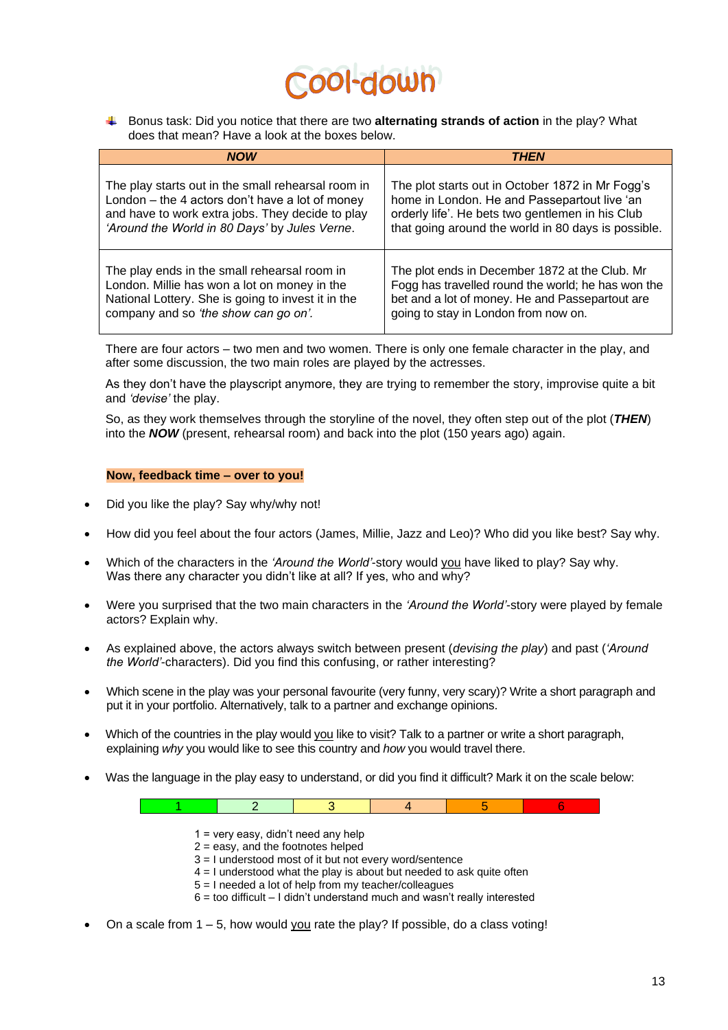# Cool-down

- Bonus task: Did you notice that there are two **alternating strands of action** in the play? What does that mean? Have a look at the boxes below.

| ***NOW*** | ***THEN*** |
|---|---|
| The play starts out in the small rehearsal room in London – the 4 actors don't have a lot of money and have to work extra jobs. They decide to play *'Around the World in 80 Days'* by *Jules Verne*. | The plot starts out in October 1872 in Mr Fogg's home in London. He and Passepartout live 'an orderly life'. He bets two gentlemen in his Club that going around the world in 80 days is possible. |
| The play ends in the small rehearsal room in London. Millie has won a lot on money in the National Lottery. She is going to invest it in the company and so *'the show can go on'.* | The plot ends in December 1872 at the Club. Mr Fogg has travelled round the world; he has won the bet and a lot of money. He and Passepartout are going to stay in London from now on. |

There are four actors – two men and two women. There is only one female character in the play, and after some discussion, the two main roles are played by the actresses.

As they don't have the playscript anymore, they are trying to remember the story, improvise quite a bit and *'devise'* the play.

So, as they work themselves through the storyline of the novel, they often step out of the plot (***THEN***) into the ***NOW*** (present, rehearsal room) and back into the plot (150 years ago) again.

**Now, feedback time – over to you!**

- Did you like the play? Say why/why not!
- How did you feel about the four actors (James, Millie, Jazz and Leo)? Who did you like best? Say why.
- Which of the characters in the *'Around the World'*-story would you have liked to play? Say why. Was there any character you didn't like at all? If yes, who and why?
- Were you surprised that the two main characters in the *'Around the World'*-story were played by female actors? Explain why.
- As explained above, the actors always switch between present (*devising the play*) and past (*'Around the World'*-characters). Did you find this confusing, or rather interesting?
- Which scene in the play was your personal favourite (very funny, very scary)? Write a short paragraph and put it in your portfolio. Alternatively, talk to a partner and exchange opinions.
- Which of the countries in the play would you like to visit? Talk to a partner or write a short paragraph, explaining *why* you would like to see this country and *how* you would travel there.
- Was the language in the play easy to understand, or did you find it difficult? Mark it on the scale below:

| 1 | 2 | 3 | 4 | 5 | 6 |
|---|---|---|---|---|---|

1 = very easy, didn't need any help
2 = easy, and the footnotes helped
3 = I understood most of it but not every word/sentence
4 = I understood what the play is about but needed to ask quite often
5 = I needed a lot of help from my teacher/colleagues
6 = too difficult – I didn't understand much and wasn't really interested

- On a scale from 1 – 5, how would you rate the play? If possible, do a class voting!